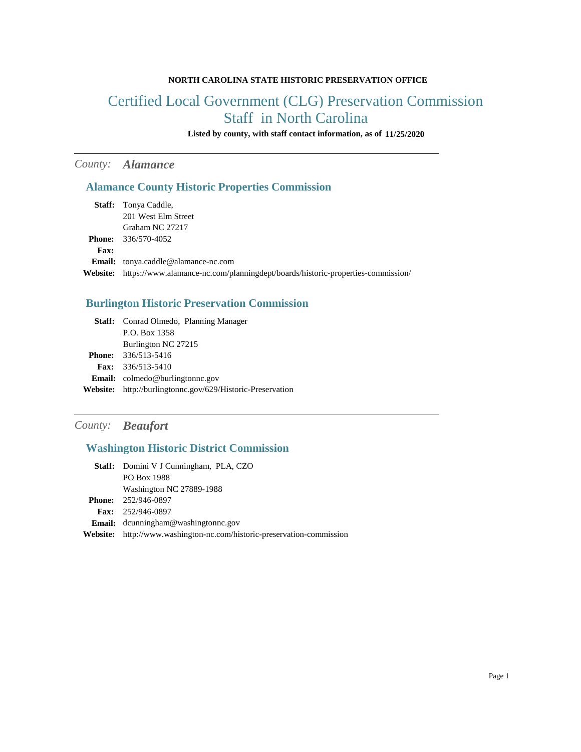**NORTH CAROLINA STATE HISTORIC PRESERVATION OFFICE**

# Certified Local Government (CLG) Preservation Commission Staff in North Carolina

**Listed by county, with staff contact information, as of 11/25/2020**

---

## *County:* ***Alamance***

### Alamance County Historic Properties Commission

**Staff:** Tonya Caddle,
201 West Elm Street
Graham NC 27217
**Phone:** 336/570-4052
**Fax:**
**Email:** tonya.caddle@alamance-nc.com
**Website:** https://www.alamance-nc.com/planningdept/boards/historic-properties-commission/

### Burlington Historic Preservation Commission

**Staff:** Conrad Olmedo, Planning Manager
P.O. Box 1358
Burlington NC 27215
**Phone:** 336/513-5416
**Fax:** 336/513-5410
**Email:** colmedo@burlingtonnc.gov
**Website:** http://burlingtonnc.gov/629/Historic-Preservation

---

## *County:* ***Beaufort***

### Washington Historic District Commission

**Staff:** Domini V J Cunningham, PLA, CZO
PO Box 1988
Washington NC 27889-1988
**Phone:** 252/946-0897
**Fax:** 252/946-0897
**Email:** dcunningham@washingtonnc.gov
**Website:** http://www.washington-nc.com/historic-preservation-commission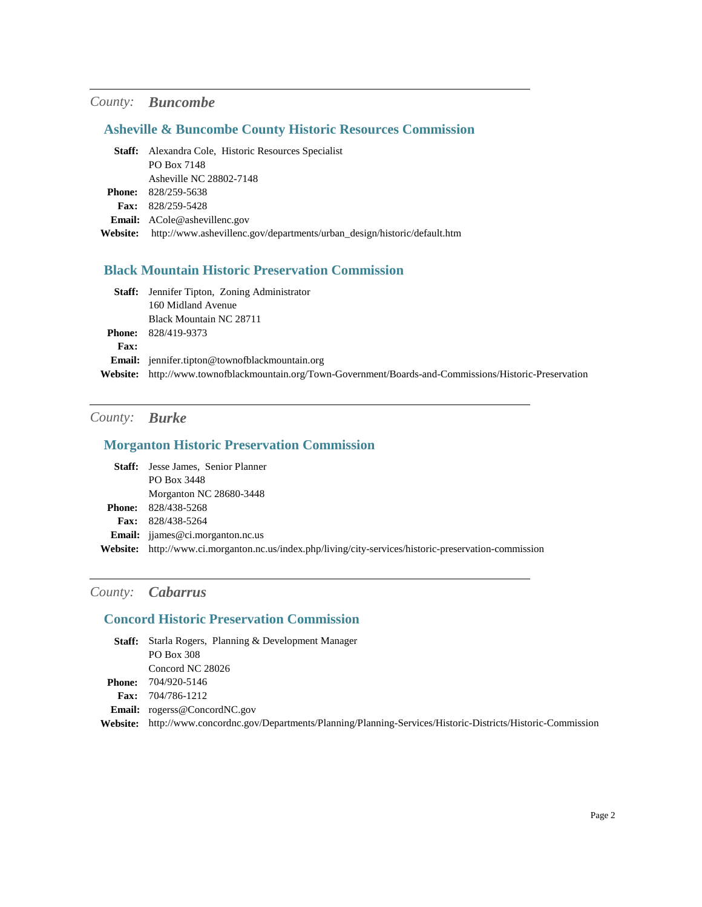*County:* ***Buncombe***

## Asheville & Buncombe County Historic Resources Commission

**Staff:** Alexandra Cole, Historic Resources Specialist
PO Box 7148
Asheville NC 28802-7148
**Phone:** 828/259-5638
**Fax:** 828/259-5428
**Email:** ACole@ashevillenc.gov
**Website:** http://www.ashevillenc.gov/departments/urban_design/historic/default.htm

## Black Mountain Historic Preservation Commission

**Staff:** Jennifer Tipton, Zoning Administrator
160 Midland Avenue
Black Mountain NC 28711
**Phone:** 828/419-9373
**Fax:**
**Email:** jennifer.tipton@townofblackmountain.org
**Website:** http://www.townofblackmountain.org/Town-Government/Boards-and-Commissions/Historic-Preservation

---

*County:* ***Burke***

## Morganton Historic Preservation Commission

**Staff:** Jesse James, Senior Planner
PO Box 3448
Morganton NC 28680-3448
**Phone:** 828/438-5268
**Fax:** 828/438-5264
**Email:** jjames@ci.morganton.nc.us
**Website:** http://www.ci.morganton.nc.us/index.php/living/city-services/historic-preservation-commission

---

*County:* ***Cabarrus***

## Concord Historic Preservation Commission

**Staff:** Starla Rogers, Planning & Development Manager
PO Box 308
Concord NC 28026
**Phone:** 704/920-5146
**Fax:** 704/786-1212
**Email:** rogerss@ConcordNC.gov
**Website:** http://www.concordnc.gov/Departments/Planning/Planning-Services/Historic-Districts/Historic-Commission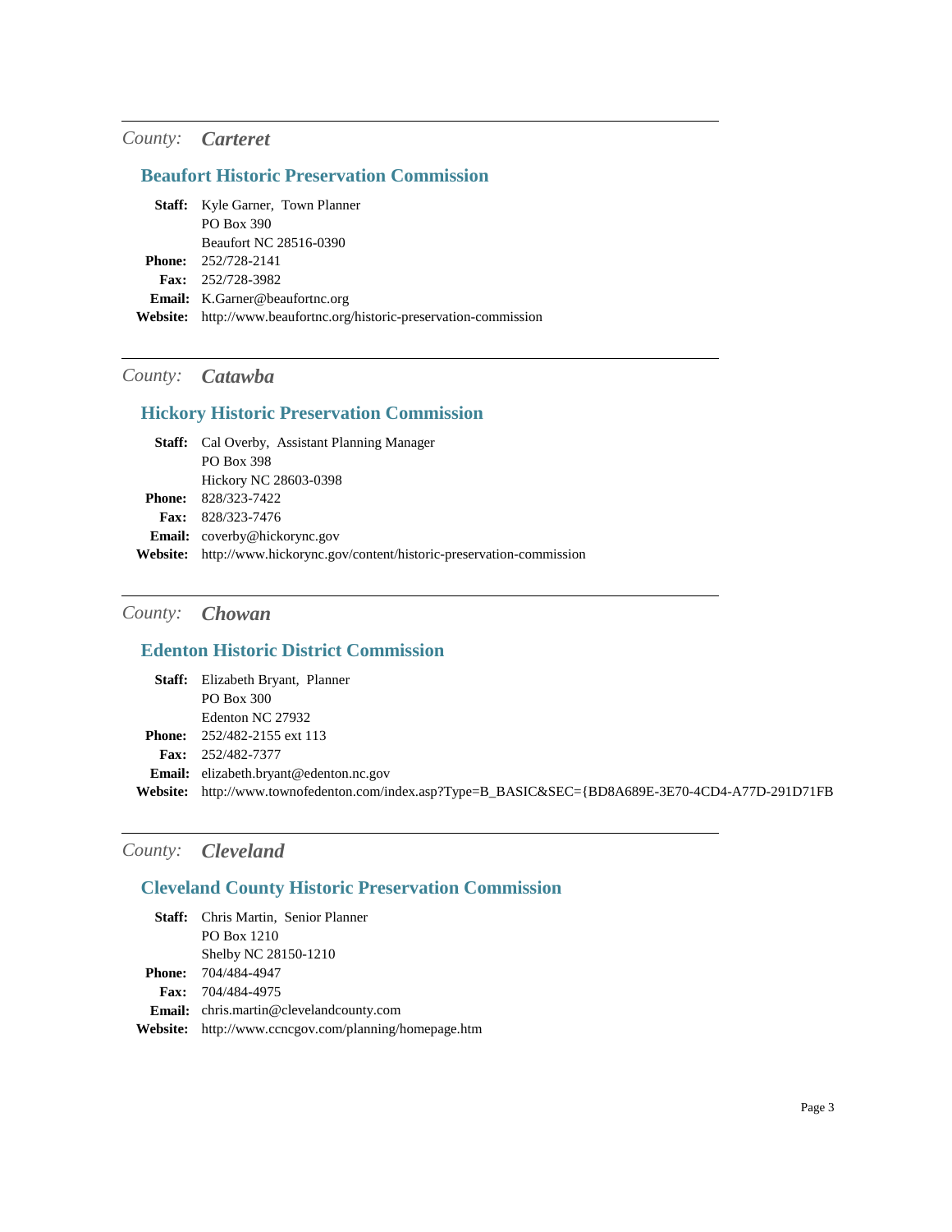---

*County:* ***Carteret***

## Beaufort Historic Preservation Commission

**Staff:** Kyle Garner, Town Planner
PO Box 390
Beaufort NC 28516-0390
**Phone:** 252/728-2141
**Fax:** 252/728-3982
**Email:** K.Garner@beaufortnc.org
**Website:** http://www.beaufortnc.org/historic-preservation-commission

---

*County:* ***Catawba***

## Hickory Historic Preservation Commission

**Staff:** Cal Overby, Assistant Planning Manager
PO Box 398
Hickory NC 28603-0398
**Phone:** 828/323-7422
**Fax:** 828/323-7476
**Email:** coverby@hickorync.gov
**Website:** http://www.hickorync.gov/content/historic-preservation-commission

---

*County:* ***Chowan***

## Edenton Historic District Commission

**Staff:** Elizabeth Bryant, Planner
PO Box 300
Edenton NC 27932
**Phone:** 252/482-2155 ext 113
**Fax:** 252/482-7377
**Email:** elizabeth.bryant@edenton.nc.gov
**Website:** http://www.townofedenton.com/index.asp?Type=B_BASIC&SEC={BD8A689E-3E70-4CD4-A77D-291D71FB

---

*County:* ***Cleveland***

## Cleveland County Historic Preservation Commission

**Staff:** Chris Martin, Senior Planner
PO Box 1210
Shelby NC 28150-1210
**Phone:** 704/484-4947
**Fax:** 704/484-4975
**Email:** chris.martin@clevelandcounty.com
**Website:** http://www.ccncgov.com/planning/homepage.htm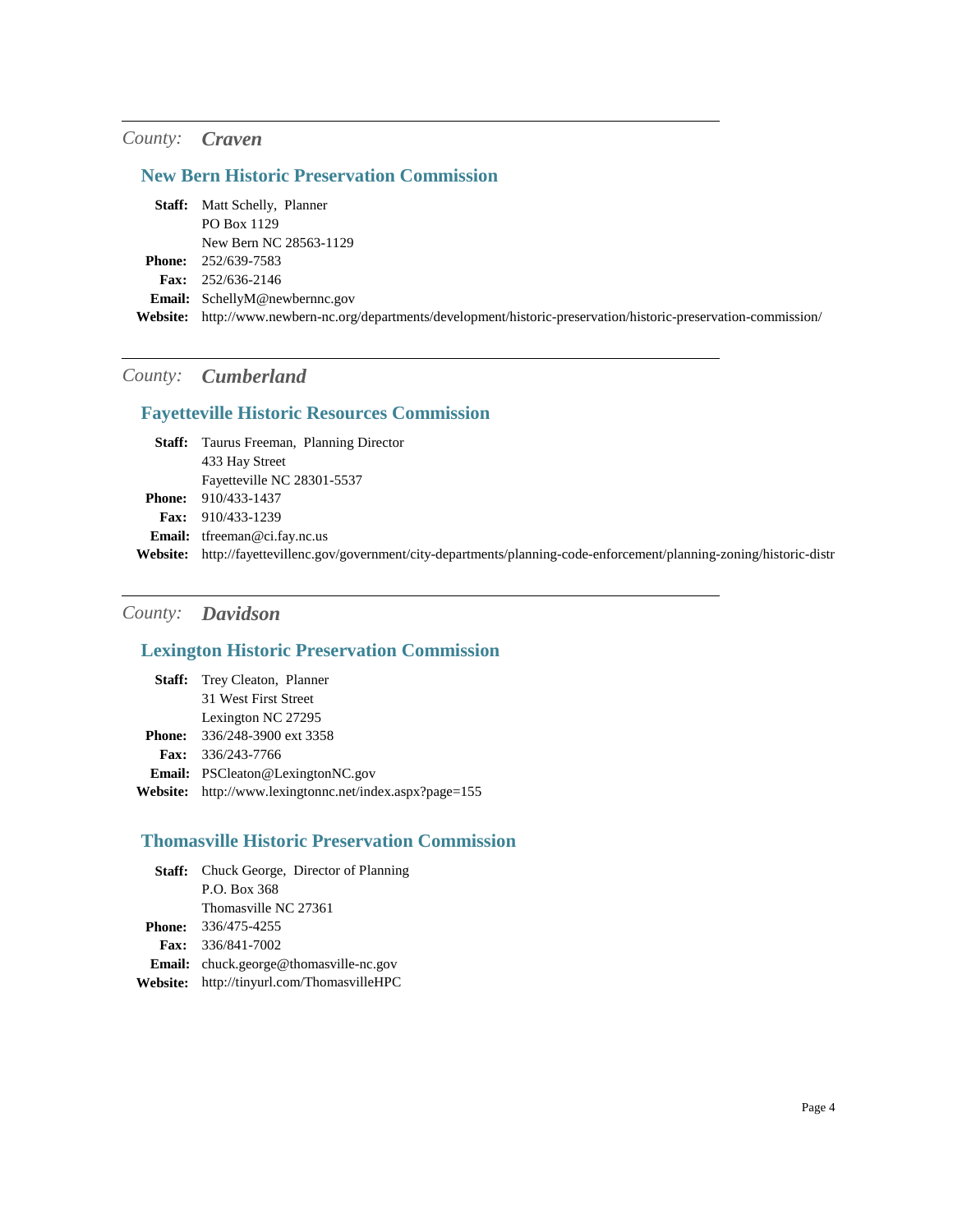---

*County:* ***Craven***

### New Bern Historic Preservation Commission

**Staff:** Matt Schelly, Planner
PO Box 1129
New Bern NC 28563-1129
**Phone:** 252/639-7583
**Fax:** 252/636-2146
**Email:** SchellyM@newbernnc.gov
**Website:** http://www.newbern-nc.org/departments/development/historic-preservation/historic-preservation-commission/

---

*County:* ***Cumberland***

### Fayetteville Historic Resources Commission

**Staff:** Taurus Freeman, Planning Director
433 Hay Street
Fayetteville NC 28301-5537
**Phone:** 910/433-1437
**Fax:** 910/433-1239
**Email:** tfreeman@ci.fay.nc.us
**Website:** http://fayettevillenc.gov/government/city-departments/planning-code-enforcement/planning-zoning/historic-distr

---

*County:* ***Davidson***

### Lexington Historic Preservation Commission

**Staff:** Trey Cleaton, Planner
31 West First Street
Lexington NC 27295
**Phone:** 336/248-3900 ext 3358
**Fax:** 336/243-7766
**Email:** PSCleaton@LexingtonNC.gov
**Website:** http://www.lexingtonnc.net/index.aspx?page=155

### Thomasville Historic Preservation Commission

**Staff:** Chuck George, Director of Planning
P.O. Box 368
Thomasville NC 27361
**Phone:** 336/475-4255
**Fax:** 336/841-7002
**Email:** chuck.george@thomasville-nc.gov
**Website:** http://tinyurl.com/ThomasvilleHPC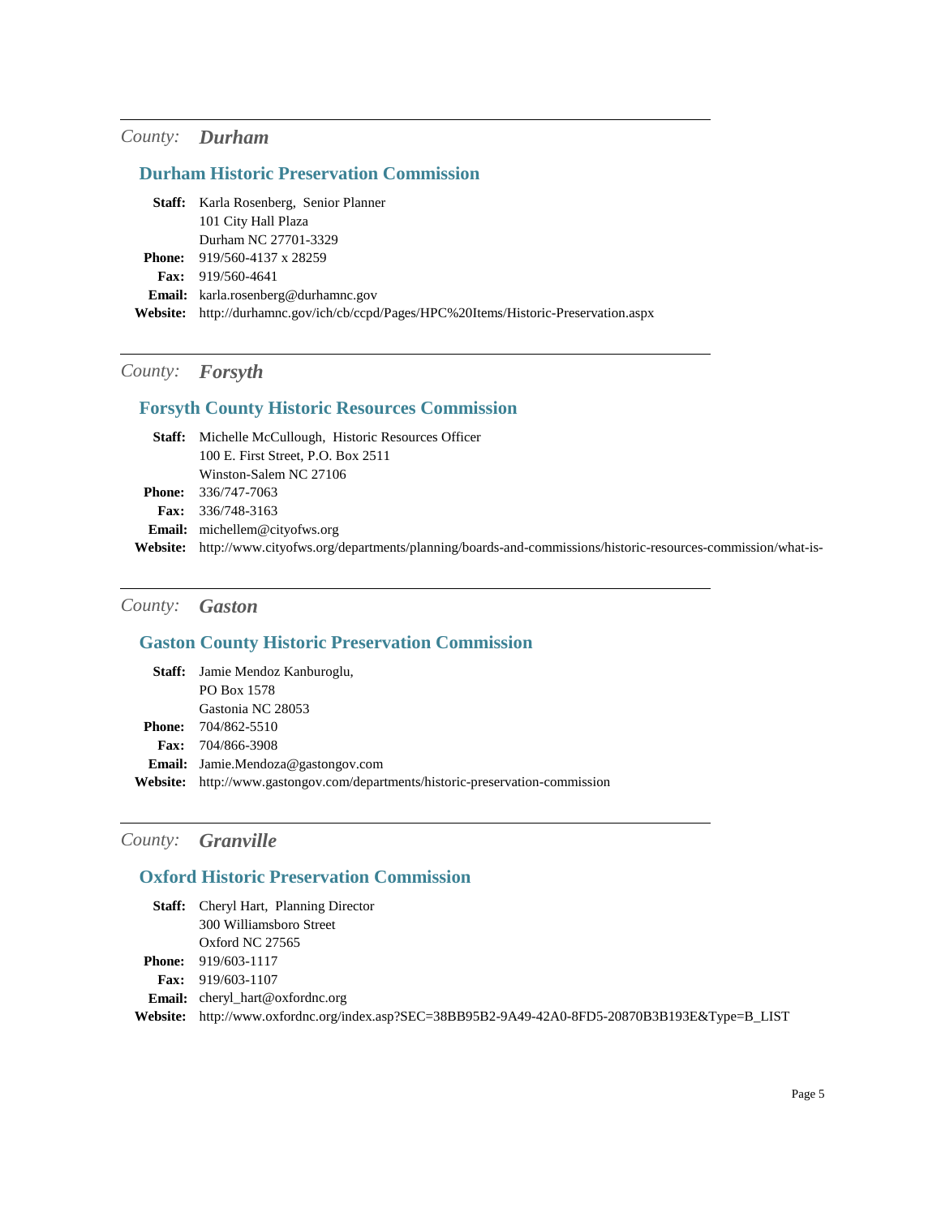---

*County:* ***Durham***

### Durham Historic Preservation Commission

**Staff:** Karla Rosenberg, Senior Planner
101 City Hall Plaza
Durham NC 27701-3329
**Phone:** 919/560-4137 x 28259
**Fax:** 919/560-4641
**Email:** karla.rosenberg@durhamnc.gov
**Website:** http://durhamnc.gov/ich/cb/ccpd/Pages/HPC%20Items/Historic-Preservation.aspx

---

*County:* ***Forsyth***

### Forsyth County Historic Resources Commission

**Staff:** Michelle McCullough, Historic Resources Officer
100 E. First Street, P.O. Box 2511
Winston-Salem NC 27106
**Phone:** 336/747-7063
**Fax:** 336/748-3163
**Email:** michellem@cityofws.org
**Website:** http://www.cityofws.org/departments/planning/boards-and-commissions/historic-resources-commission/what-is-

---

*County:* ***Gaston***

### Gaston County Historic Preservation Commission

**Staff:** Jamie Mendoz Kanburoglu,
PO Box 1578
Gastonia NC 28053
**Phone:** 704/862-5510
**Fax:** 704/866-3908
**Email:** Jamie.Mendoza@gastongov.com
**Website:** http://www.gastongov.com/departments/historic-preservation-commission

---

*County:* ***Granville***

### Oxford Historic Preservation Commission

**Staff:** Cheryl Hart, Planning Director
300 Williamsboro Street
Oxford NC 27565
**Phone:** 919/603-1117
**Fax:** 919/603-1107
**Email:** cheryl_hart@oxfordnc.org
**Website:** http://www.oxfordnc.org/index.asp?SEC=38BB95B2-9A49-42A0-8FD5-20870B3B193E&Type=B_LIST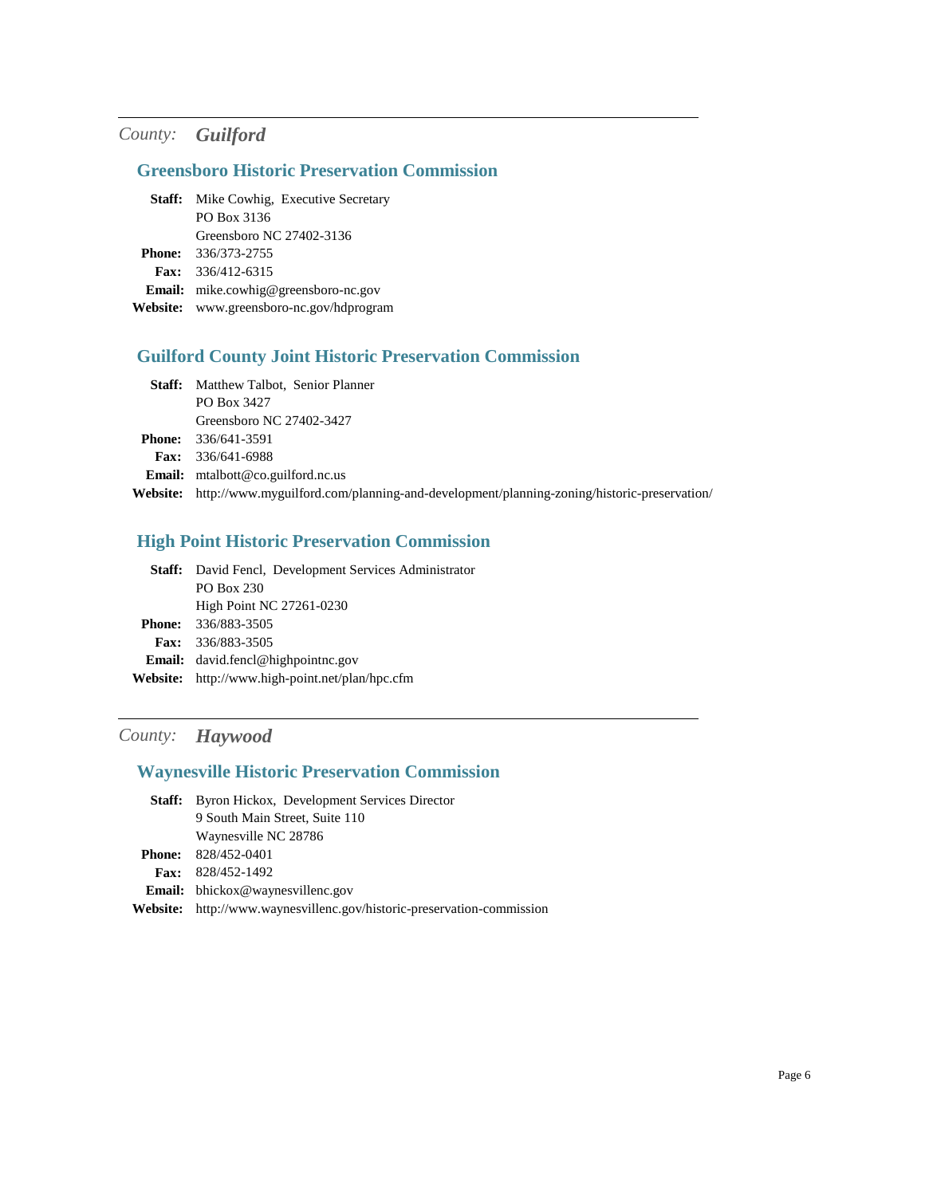## *County:* ***Guilford***

### Greensboro Historic Preservation Commission

**Staff:** Mike Cowhig, Executive Secretary
PO Box 3136
Greensboro NC 27402-3136
**Phone:** 336/373-2755
**Fax:** 336/412-6315
**Email:** mike.cowhig@greensboro-nc.gov
**Website:** www.greensboro-nc.gov/hdprogram

### Guilford County Joint Historic Preservation Commission

**Staff:** Matthew Talbot, Senior Planner
PO Box 3427
Greensboro NC 27402-3427
**Phone:** 336/641-3591
**Fax:** 336/641-6988
**Email:** mtalbott@co.guilford.nc.us
**Website:** http://www.myguilford.com/planning-and-development/planning-zoning/historic-preservation/

### High Point Historic Preservation Commission

**Staff:** David Fencl, Development Services Administrator
PO Box 230
High Point NC 27261-0230
**Phone:** 336/883-3505
**Fax:** 336/883-3505
**Email:** david.fencl@highpointnc.gov
**Website:** http://www.high-point.net/plan/hpc.cfm

## *County:* ***Haywood***

### Waynesville Historic Preservation Commission

**Staff:** Byron Hickox, Development Services Director
9 South Main Street, Suite 110
Waynesville NC 28786
**Phone:** 828/452-0401
**Fax:** 828/452-1492
**Email:** bhickox@waynesvillenc.gov
**Website:** http://www.waynesvillenc.gov/historic-preservation-commission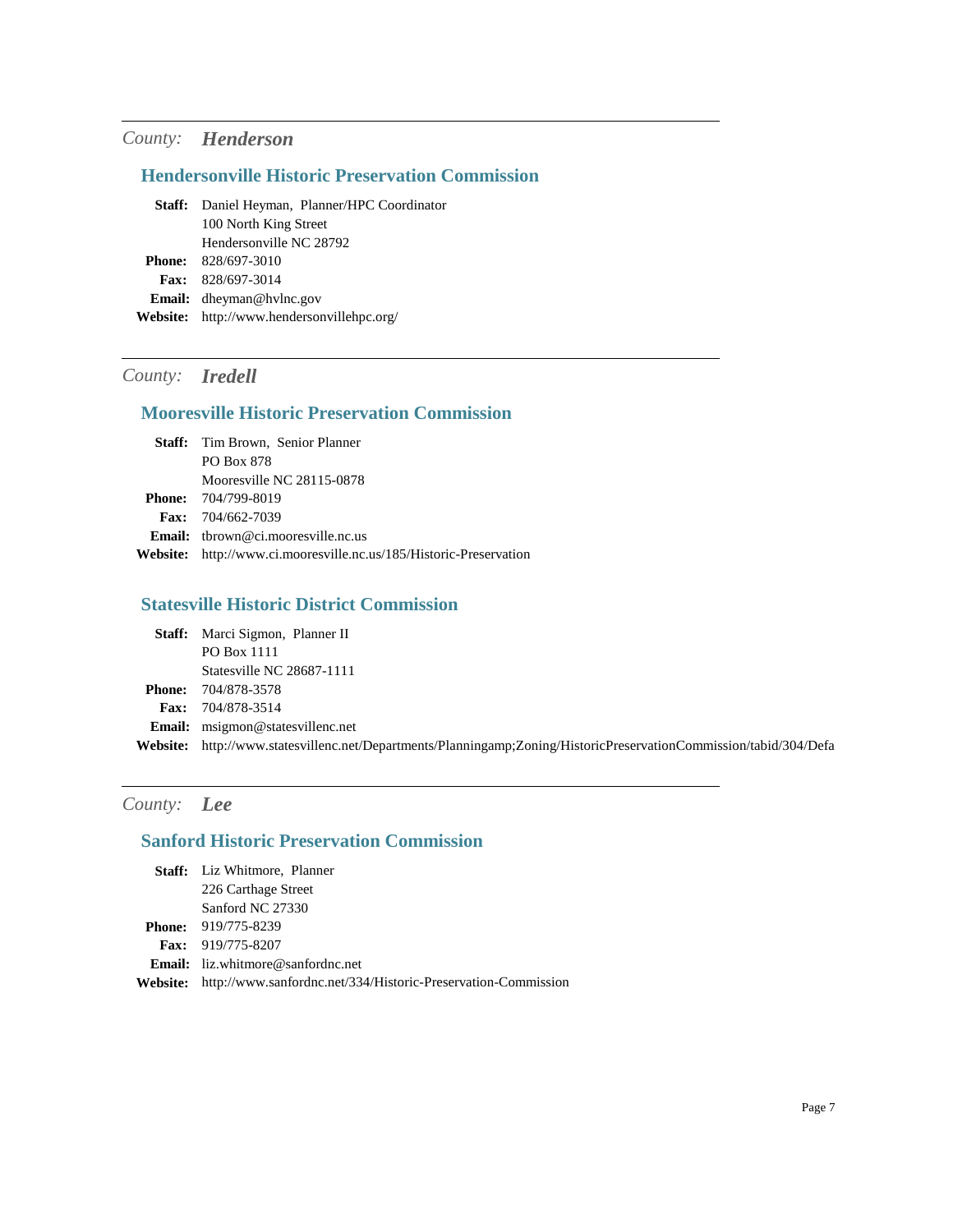---

*County:* ***Henderson***

### Hendersonville Historic Preservation Commission

**Staff:** Daniel Heyman, Planner/HPC Coordinator
100 North King Street
Hendersonville NC 28792
**Phone:** 828/697-3010
**Fax:** 828/697-3014
**Email:** dheyman@hvlnc.gov
**Website:** http://www.hendersonvillehpc.org/

---

*County:* ***Iredell***

### Mooresville Historic Preservation Commission

**Staff:** Tim Brown, Senior Planner
PO Box 878
Mooresville NC 28115-0878
**Phone:** 704/799-8019
**Fax:** 704/662-7039
**Email:** tbrown@ci.mooresville.nc.us
**Website:** http://www.ci.mooresville.nc.us/185/Historic-Preservation

### Statesville Historic District Commission

**Staff:** Marci Sigmon, Planner II
PO Box 1111
Statesville NC 28687-1111
**Phone:** 704/878-3578
**Fax:** 704/878-3514
**Email:** msigmon@statesvillenc.net
**Website:** http://www.statesvillenc.net/Departments/Planningamp;Zoning/HistoricPreservationCommission/tabid/304/Defa

---

*County:* ***Lee***

### Sanford Historic Preservation Commission

**Staff:** Liz Whitmore, Planner
226 Carthage Street
Sanford NC 27330
**Phone:** 919/775-8239
**Fax:** 919/775-8207
**Email:** liz.whitmore@sanfordnc.net
**Website:** http://www.sanfordnc.net/334/Historic-Preservation-Commission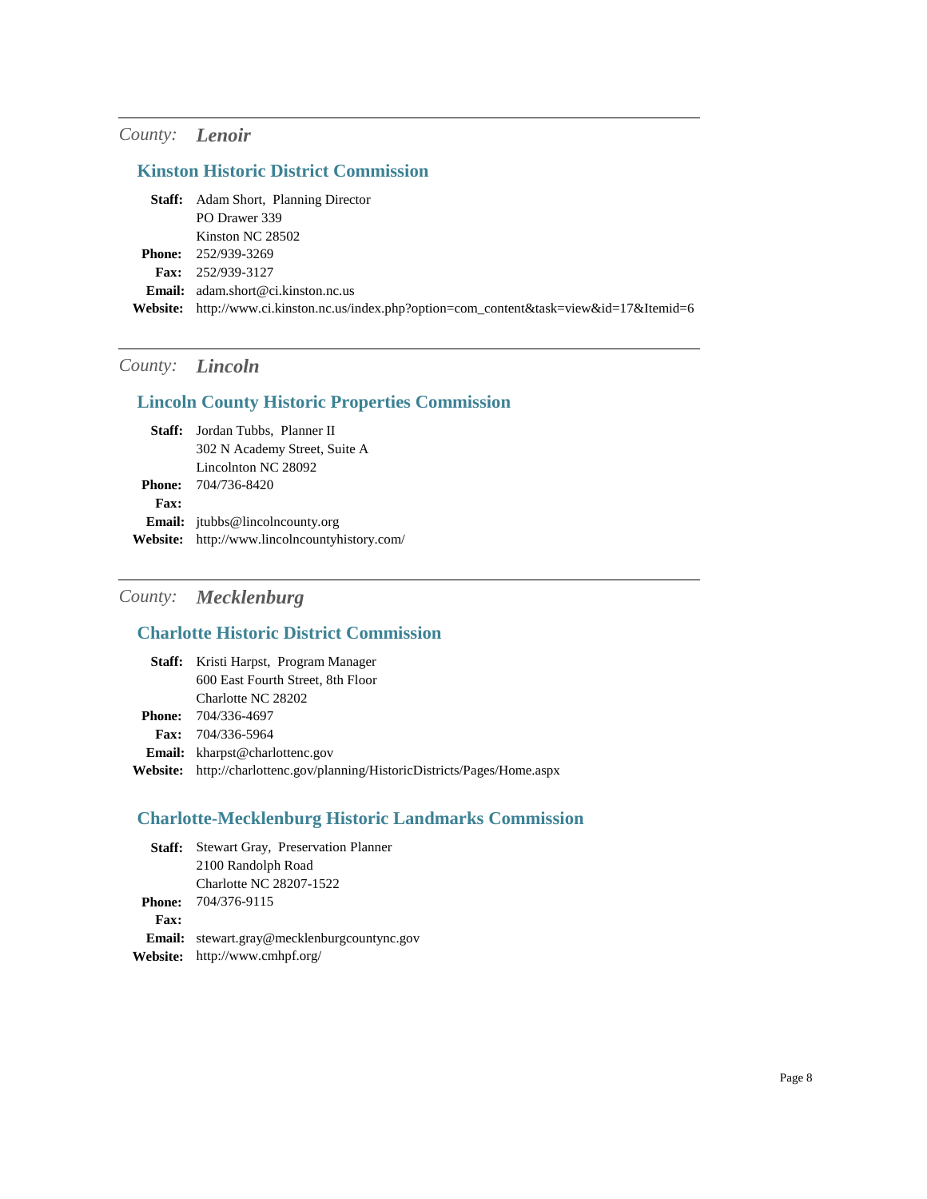*County:* ***Lenoir***

## Kinston Historic District Commission

**Staff:** Adam Short, Planning Director  
PO Drawer 339  
Kinston NC 28502  
**Phone:** 252/939-3269  
**Fax:** 252/939-3127  
**Email:** adam.short@ci.kinston.nc.us  
**Website:** http://www.ci.kinston.nc.us/index.php?option=com_content&task=view&id=17&Itemid=6

---

*County:* ***Lincoln***

## Lincoln County Historic Properties Commission

**Staff:** Jordan Tubbs, Planner II  
302 N Academy Street, Suite A  
Lincolnton NC 28092  
**Phone:** 704/736-8420  
**Fax:**  
**Email:** jtubbs@lincolncounty.org  
**Website:** http://www.lincolncountyhistory.com/

---

*County:* ***Mecklenburg***

## Charlotte Historic District Commission

**Staff:** Kristi Harpst, Program Manager  
600 East Fourth Street, 8th Floor  
Charlotte NC 28202  
**Phone:** 704/336-4697  
**Fax:** 704/336-5964  
**Email:** kharpst@charlottenc.gov  
**Website:** http://charlottenc.gov/planning/HistoricDistricts/Pages/Home.aspx

## Charlotte-Mecklenburg Historic Landmarks Commission

**Staff:** Stewart Gray, Preservation Planner  
2100 Randolph Road  
Charlotte NC 28207-1522  
**Phone:** 704/376-9115  
**Fax:**  
**Email:** stewart.gray@mecklenburgcountync.gov  
**Website:** http://www.cmhpf.org/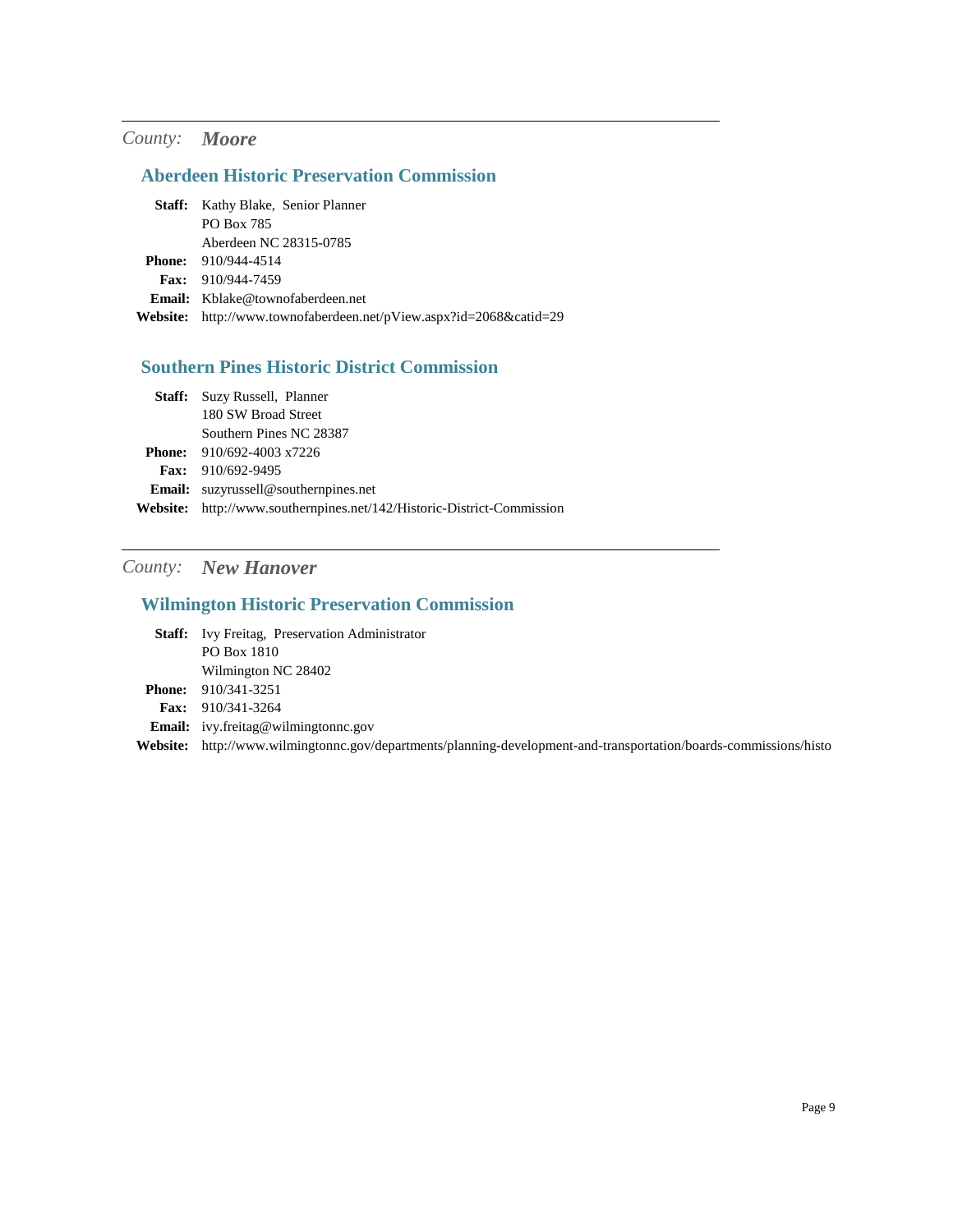*County:* ***Moore***

### Aberdeen Historic Preservation Commission

**Staff:** Kathy Blake, Senior Planner
PO Box 785
Aberdeen NC 28315-0785
**Phone:** 910/944-4514
**Fax:** 910/944-7459
**Email:** Kblake@townofaberdeen.net
**Website:** http://www.townofaberdeen.net/pView.aspx?id=2068&catid=29

### Southern Pines Historic District Commission

**Staff:** Suzy Russell, Planner
180 SW Broad Street
Southern Pines NC 28387
**Phone:** 910/692-4003 x7226
**Fax:** 910/692-9495
**Email:** suzyrussell@southernpines.net
**Website:** http://www.southernpines.net/142/Historic-District-Commission

---

*County:* ***New Hanover***

### Wilmington Historic Preservation Commission

**Staff:** Ivy Freitag, Preservation Administrator
PO Box 1810
Wilmington NC 28402
**Phone:** 910/341-3251
**Fax:** 910/341-3264
**Email:** ivy.freitag@wilmingtonnc.gov
**Website:** http://www.wilmingtonnc.gov/departments/planning-development-and-transportation/boards-commissions/histo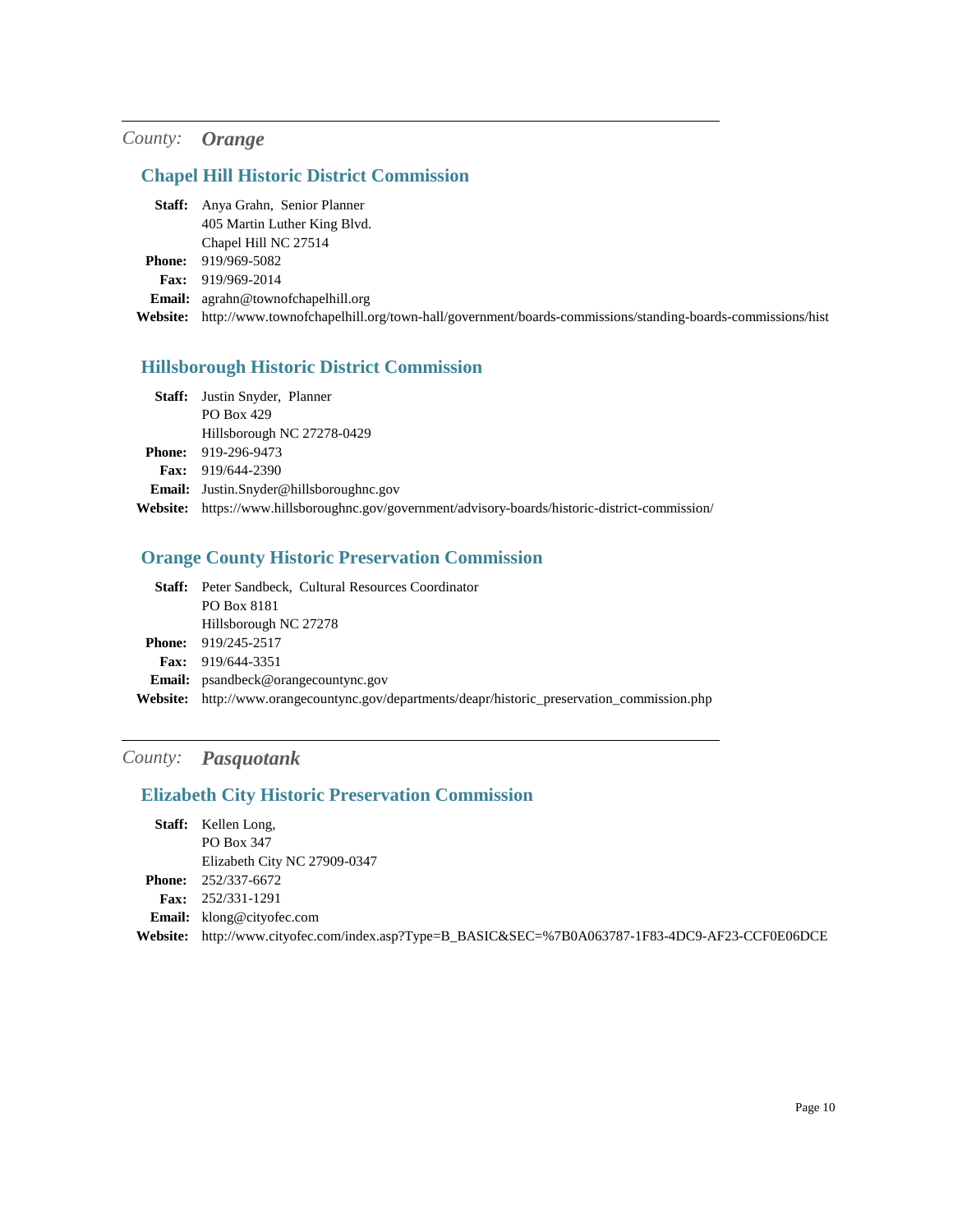*County:* ***Orange***

## Chapel Hill Historic District Commission

**Staff:** Anya Grahn, Senior Planner
405 Martin Luther King Blvd.
Chapel Hill NC 27514

**Phone:** 919/969-5082

**Fax:** 919/969-2014

**Email:** agrahn@townofchapelhill.org

**Website:** http://www.townofchapelhill.org/town-hall/government/boards-commissions/standing-boards-commissions/hist

## Hillsborough Historic District Commission

**Staff:** Justin Snyder, Planner
PO Box 429
Hillsborough NC 27278-0429

**Phone:** 919-296-9473

**Fax:** 919/644-2390

**Email:** Justin.Snyder@hillsboroughnc.gov

**Website:** https://www.hillsboroughnc.gov/government/advisory-boards/historic-district-commission/

## Orange County Historic Preservation Commission

**Staff:** Peter Sandbeck, Cultural Resources Coordinator
PO Box 8181
Hillsborough NC 27278

**Phone:** 919/245-2517

**Fax:** 919/644-3351

**Email:** psandbeck@orangecountync.gov

**Website:** http://www.orangecountync.gov/departments/deapr/historic_preservation_commission.php

---

*County:* ***Pasquotank***

## Elizabeth City Historic Preservation Commission

**Staff:** Kellen Long,
PO Box 347
Elizabeth City NC 27909-0347

**Phone:** 252/337-6672

**Fax:** 252/331-1291

**Email:** klong@cityofec.com

**Website:** http://www.cityofec.com/index.asp?Type=B_BASIC&SEC=%7B0A063787-1F83-4DC9-AF23-CCF0E06DCE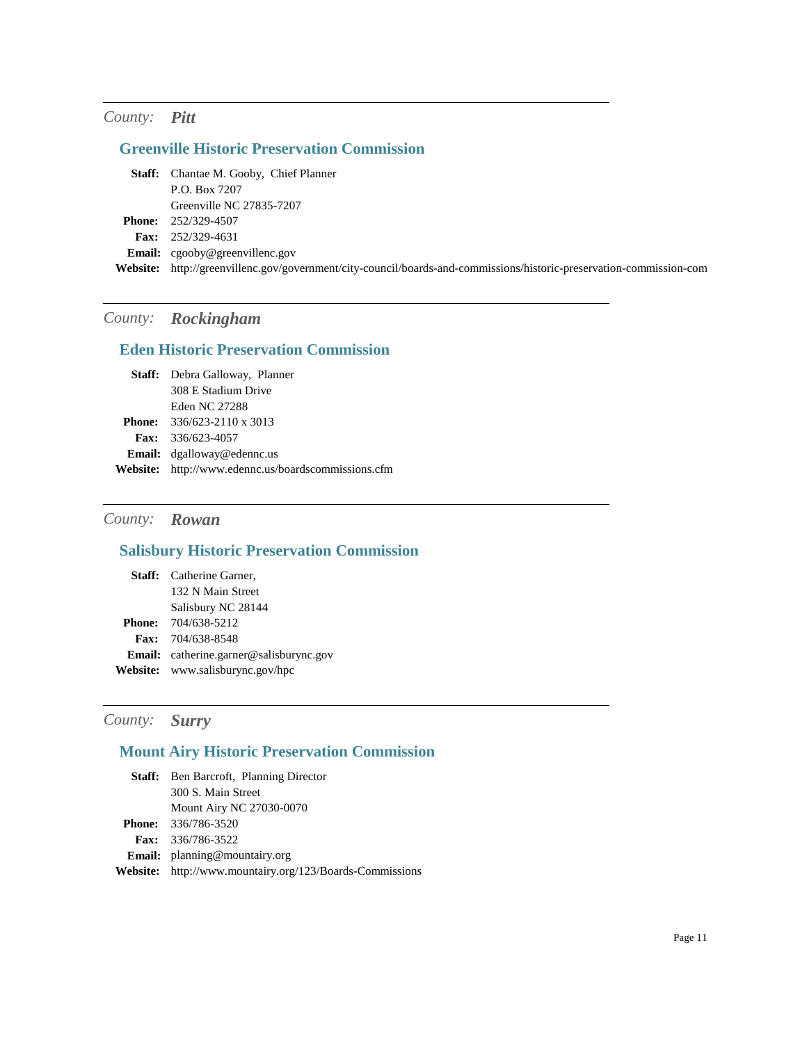---

*County:* ***Pitt***

## Greenville Historic Preservation Commission

**Staff:** Chantae M. Gooby, Chief Planner
P.O. Box 7207
Greenville NC 27835-7207
**Phone:** 252/329-4507
**Fax:** 252/329-4631
**Email:** cgooby@greenvillenc.gov
**Website:** http://greenvillenc.gov/government/city-council/boards-and-commissions/historic-preservation-commission-com

---

*County:* ***Rockingham***

## Eden Historic Preservation Commission

**Staff:** Debra Galloway, Planner
308 E Stadium Drive
Eden NC 27288
**Phone:** 336/623-2110 x 3013
**Fax:** 336/623-4057
**Email:** dgalloway@edennc.us
**Website:** http://www.edennc.us/boardscommissions.cfm

---

*County:* ***Rowan***

## Salisbury Historic Preservation Commission

**Staff:** Catherine Garner,
132 N Main Street
Salisbury NC 28144
**Phone:** 704/638-5212
**Fax:** 704/638-8548
**Email:** catherine.garner@salisburync.gov
**Website:** www.salisburync.gov/hpc

---

*County:* ***Surry***

## Mount Airy Historic Preservation Commission

**Staff:** Ben Barcroft, Planning Director
300 S. Main Street
Mount Airy NC 27030-0070
**Phone:** 336/786-3520
**Fax:** 336/786-3522
**Email:** planning@mountairy.org
**Website:** http://www.mountairy.org/123/Boards-Commissions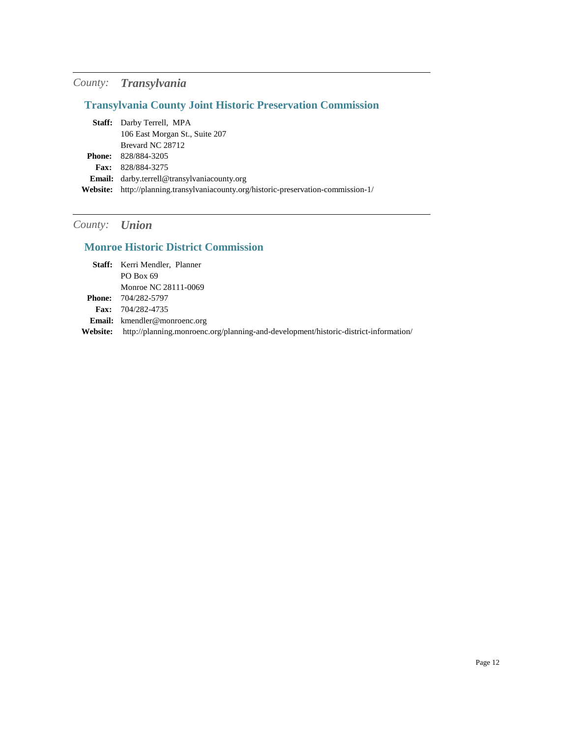*County:* ***Transylvania***

## Transylvania County Joint Historic Preservation Commission

**Staff:** Darby Terrell, MPA
106 East Morgan St., Suite 207
Brevard NC 28712
**Phone:** 828/884-3205
**Fax:** 828/884-3275
**Email:** darby.terrell@transylvaniacounty.org
**Website:** http://planning.transylvaniacounty.org/historic-preservation-commission-1/

---

*County:* ***Union***

## Monroe Historic District Commission

**Staff:** Kerri Mendler, Planner
PO Box 69
Monroe NC 28111-0069
**Phone:** 704/282-5797
**Fax:** 704/282-4735
**Email:** kmendler@monroenc.org
**Website:** http://planning.monroenc.org/planning-and-development/historic-district-information/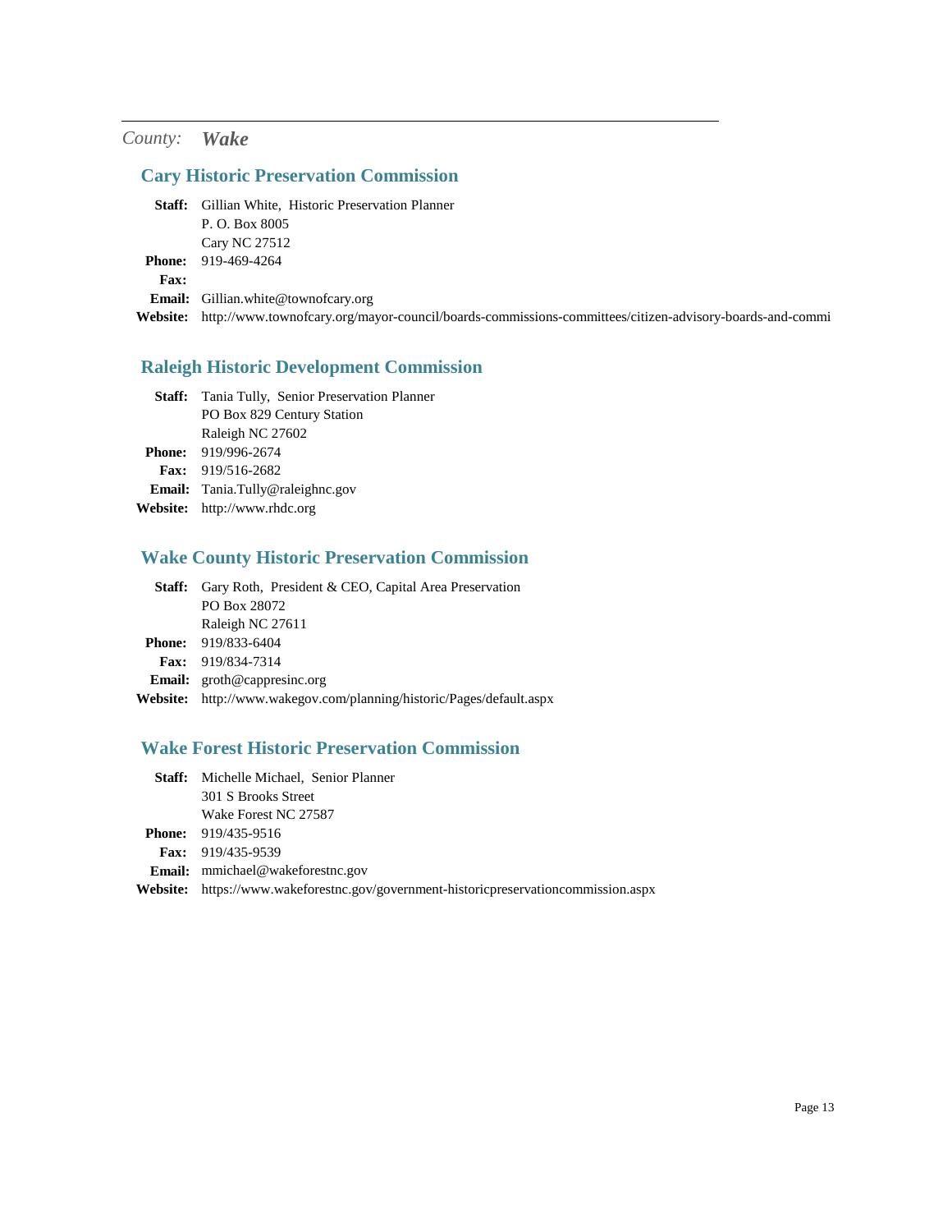*County:* ***Wake***

## Cary Historic Preservation Commission

**Staff:** Gillian White, Historic Preservation Planner
P. O. Box 8005
Cary NC 27512
**Phone:** 919-469-4264
**Fax:**
**Email:** Gillian.white@townofcary.org
**Website:** http://www.townofcary.org/mayor-council/boards-commissions-committees/citizen-advisory-boards-and-commi

## Raleigh Historic Development Commission

**Staff:** Tania Tully, Senior Preservation Planner
PO Box 829 Century Station
Raleigh NC 27602
**Phone:** 919/996-2674
**Fax:** 919/516-2682
**Email:** Tania.Tully@raleighnc.gov
**Website:** http://www.rhdc.org

## Wake County Historic Preservation Commission

**Staff:** Gary Roth, President & CEO, Capital Area Preservation
PO Box 28072
Raleigh NC 27611
**Phone:** 919/833-6404
**Fax:** 919/834-7314
**Email:** groth@cappresinc.org
**Website:** http://www.wakegov.com/planning/historic/Pages/default.aspx

## Wake Forest Historic Preservation Commission

**Staff:** Michelle Michael, Senior Planner
301 S Brooks Street
Wake Forest NC 27587
**Phone:** 919/435-9516
**Fax:** 919/435-9539
**Email:** mmichael@wakeforestnc.gov
**Website:** https://www.wakeforestnc.gov/government-historicpreservationcommission.aspx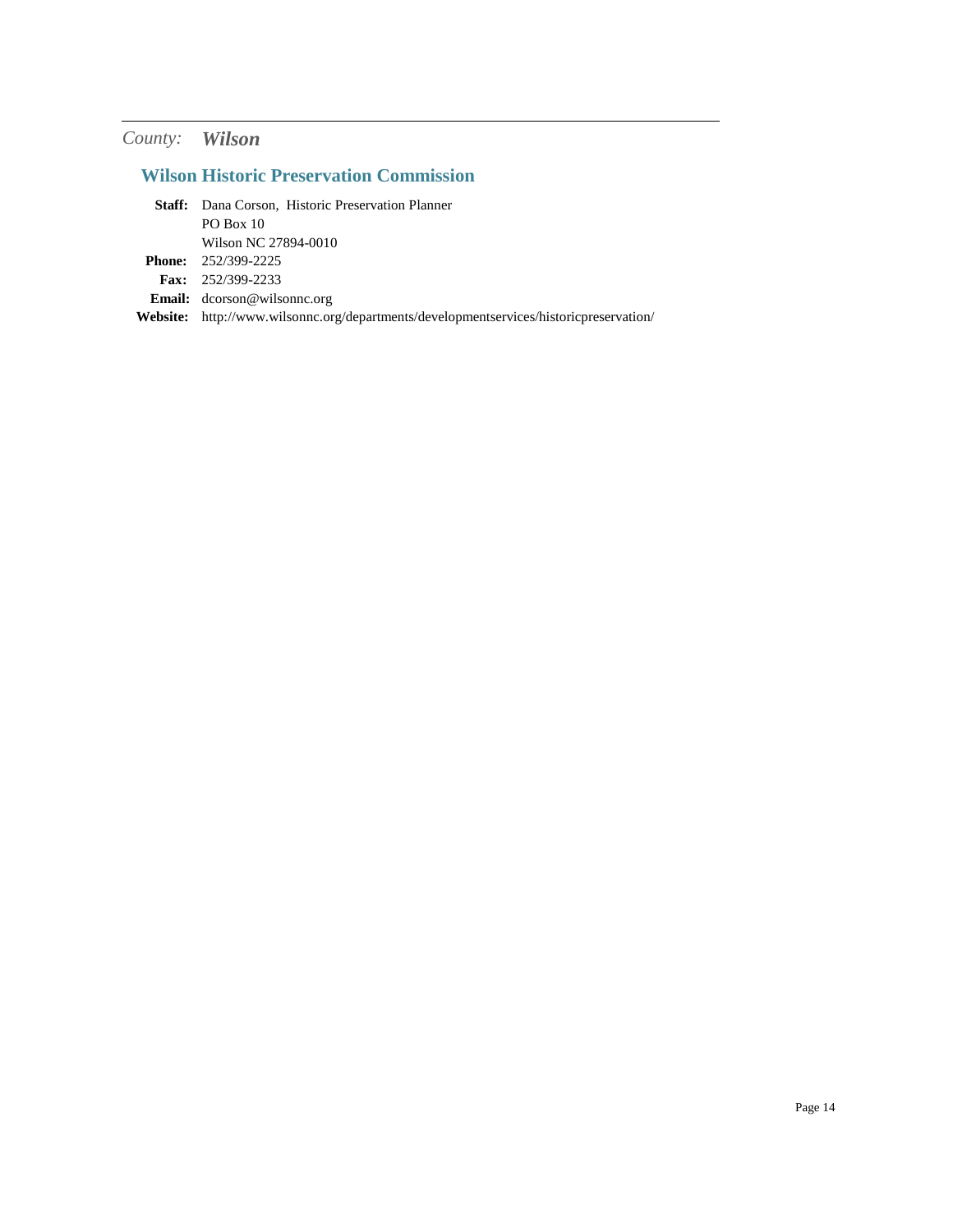*County:* ***Wilson***

## Wilson Historic Preservation Commission

**Staff:** Dana Corson, Historic Preservation Planner
PO Box 10
Wilson NC 27894-0010
**Phone:** 252/399-2225
**Fax:** 252/399-2233
**Email:** dcorson@wilsonnc.org
**Website:** http://www.wilsonnc.org/departments/developmentservices/historicpreservation/